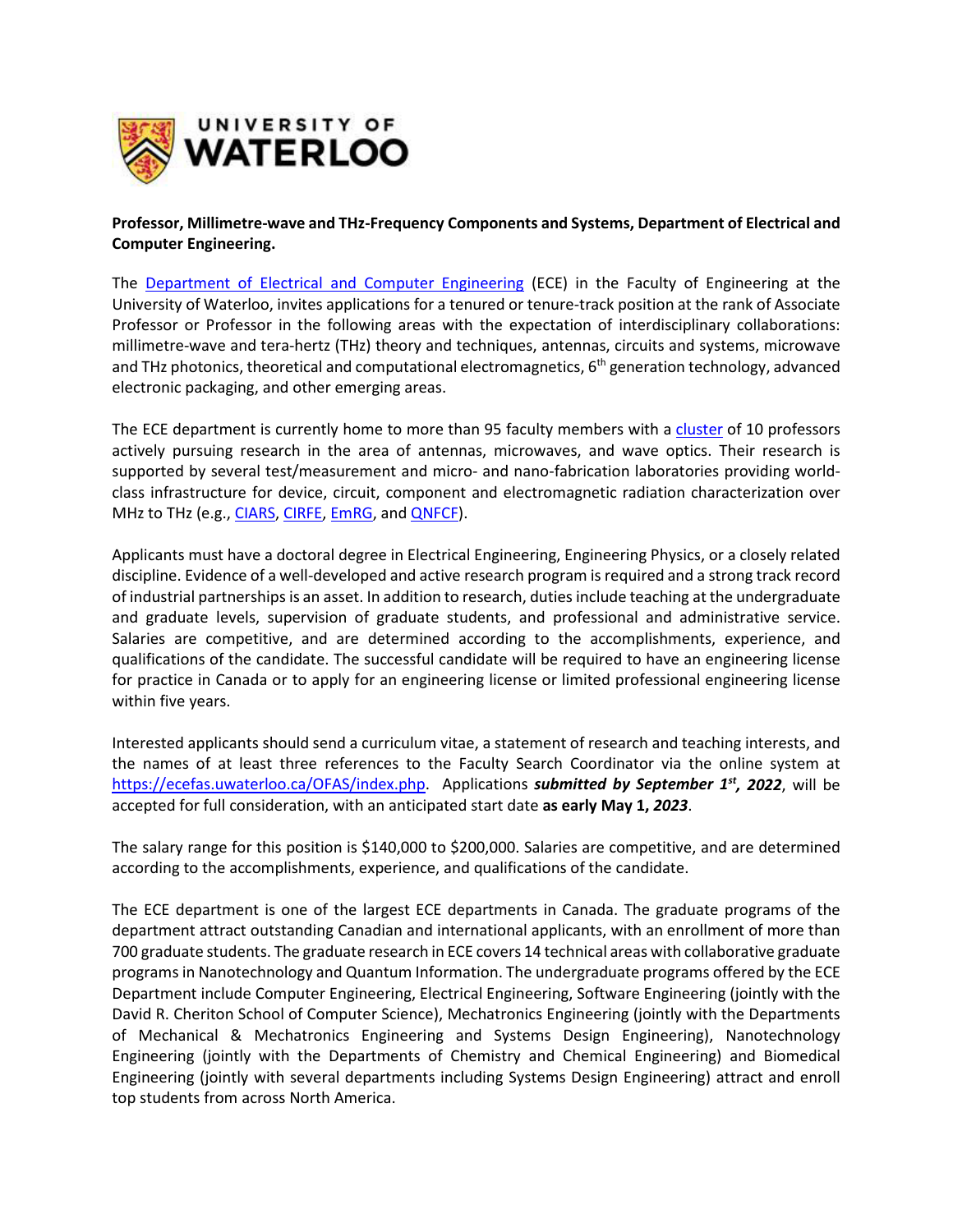**Professor, Millimetre-wave and THz-Frequency Components and Systems, Department of Electrical and Computer Engineering.**

The Department of Electrical and Computer Engineering (ECE) in the Faculty of Engineering at the University of Waterloo, invites applications for a tenured or tenure-track position at the rank of Associate Professor or Professor in the following areas with the expectation of interdisciplinary collaborations: millimetre-wave and tera-hertz (THz) theory and techniques, antennas, circuits and systems, microwave and THz photonics, theoretical and computational electromagnetics, 6th generation technology, advanced electronic packaging, and other emerging areas.

The ECE department is currently home to more than 95 faculty members with a cluster of 10 professors actively pursuing research in the area of antennas, microwaves, and wave optics. Their research is supported by several test/measurement and micro- and nano-fabrication laboratories providing world-class infrastructure for device, circuit, component and electromagnetic radiation characterization over MHz to THz (e.g., CIARS, CIRFE, EmRG, and QNFCF).

Applicants must have a doctoral degree in Electrical Engineering, Engineering Physics, or a closely related discipline. Evidence of a well-developed and active research program is required and a strong track record of industrial partnerships is an asset. In addition to research, duties include teaching at the undergraduate and graduate levels, supervision of graduate students, and professional and administrative service. Salaries are competitive, and are determined according to the accomplishments, experience, and qualifications of the candidate. The successful candidate will be required to have an engineering license for practice in Canada or to apply for an engineering license or limited professional engineering license within five years.

Interested applicants should send a curriculum vitae, a statement of research and teaching interests, and the names of at least three references to the Faculty Search Coordinator via the online system at https://ecefas.uwaterloo.ca/OFAS/index.php. Applications ***submitted by September 1st, 2022***, will be accepted for full consideration, with an anticipated start date **as early May 1, *2023***.

The salary range for this position is $140,000 to $200,000. Salaries are competitive, and are determined according to the accomplishments, experience, and qualifications of the candidate.

The ECE department is one of the largest ECE departments in Canada. The graduate programs of the department attract outstanding Canadian and international applicants, with an enrollment of more than 700 graduate students. The graduate research in ECE covers 14 technical areas with collaborative graduate programs in Nanotechnology and Quantum Information. The undergraduate programs offered by the ECE Department include Computer Engineering, Electrical Engineering, Software Engineering (jointly with the David R. Cheriton School of Computer Science), Mechatronics Engineering (jointly with the Departments of Mechanical & Mechatronics Engineering and Systems Design Engineering), Nanotechnology Engineering (jointly with the Departments of Chemistry and Chemical Engineering) and Biomedical Engineering (jointly with several departments including Systems Design Engineering) attract and enroll top students from across North America.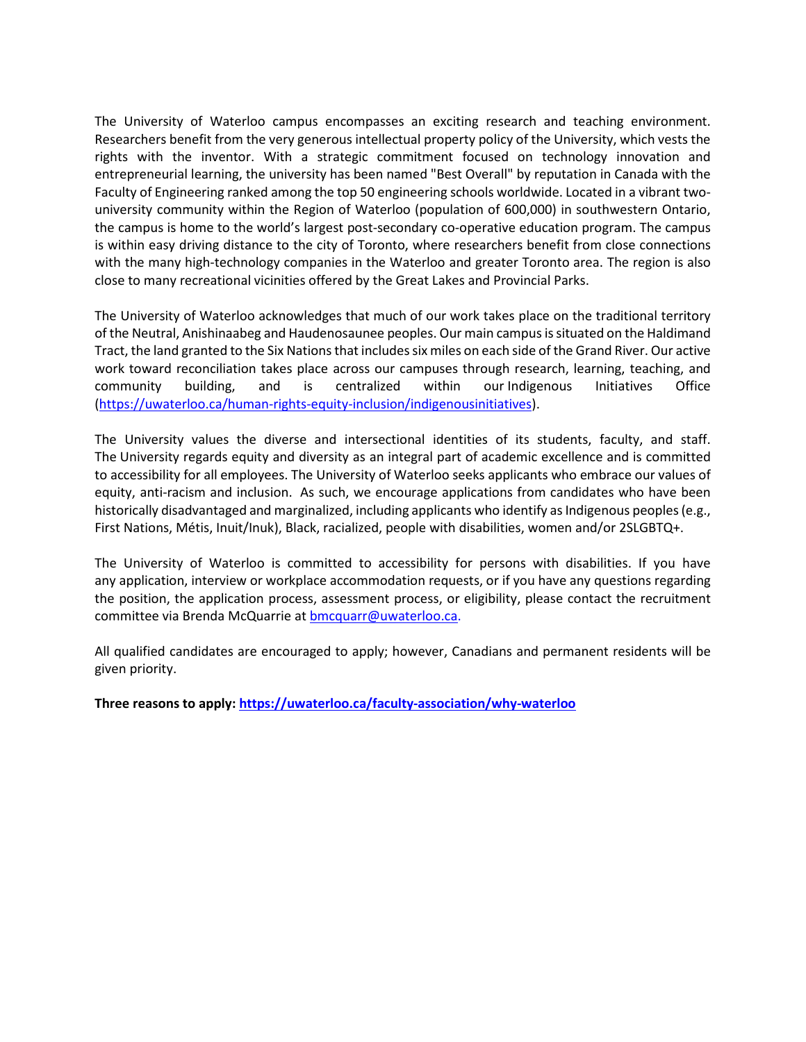The University of Waterloo campus encompasses an exciting research and teaching environment. Researchers benefit from the very generous intellectual property policy of the University, which vests the rights with the inventor. With a strategic commitment focused on technology innovation and entrepreneurial learning, the university has been named "Best Overall" by reputation in Canada with the Faculty of Engineering ranked among the top 50 engineering schools worldwide. Located in a vibrant two-university community within the Region of Waterloo (population of 600,000) in southwestern Ontario, the campus is home to the world's largest post-secondary co-operative education program. The campus is within easy driving distance to the city of Toronto, where researchers benefit from close connections with the many high-technology companies in the Waterloo and greater Toronto area. The region is also close to many recreational vicinities offered by the Great Lakes and Provincial Parks.

The University of Waterloo acknowledges that much of our work takes place on the traditional territory of the Neutral, Anishinaabeg and Haudenosaunee peoples. Our main campus is situated on the Haldimand Tract, the land granted to the Six Nations that includes six miles on each side of the Grand River. Our active work toward reconciliation takes place across our campuses through research, learning, teaching, and community building, and is centralized within our Indigenous Initiatives Office (https://uwaterloo.ca/human-rights-equity-inclusion/indigenousinitiatives).

The University values the diverse and intersectional identities of its students, faculty, and staff. The University regards equity and diversity as an integral part of academic excellence and is committed to accessibility for all employees. The University of Waterloo seeks applicants who embrace our values of equity, anti-racism and inclusion. As such, we encourage applications from candidates who have been historically disadvantaged and marginalized, including applicants who identify as Indigenous peoples (e.g., First Nations, Métis, Inuit/Inuk), Black, racialized, people with disabilities, women and/or 2SLGBTQ+.

The University of Waterloo is committed to accessibility for persons with disabilities. If you have any application, interview or workplace accommodation requests, or if you have any questions regarding the position, the application process, assessment process, or eligibility, please contact the recruitment committee via Brenda McQuarrie at bmcquarr@uwaterloo.ca.

All qualified candidates are encouraged to apply; however, Canadians and permanent residents will be given priority.

**Three reasons to apply: https://uwaterloo.ca/faculty-association/why-waterloo**